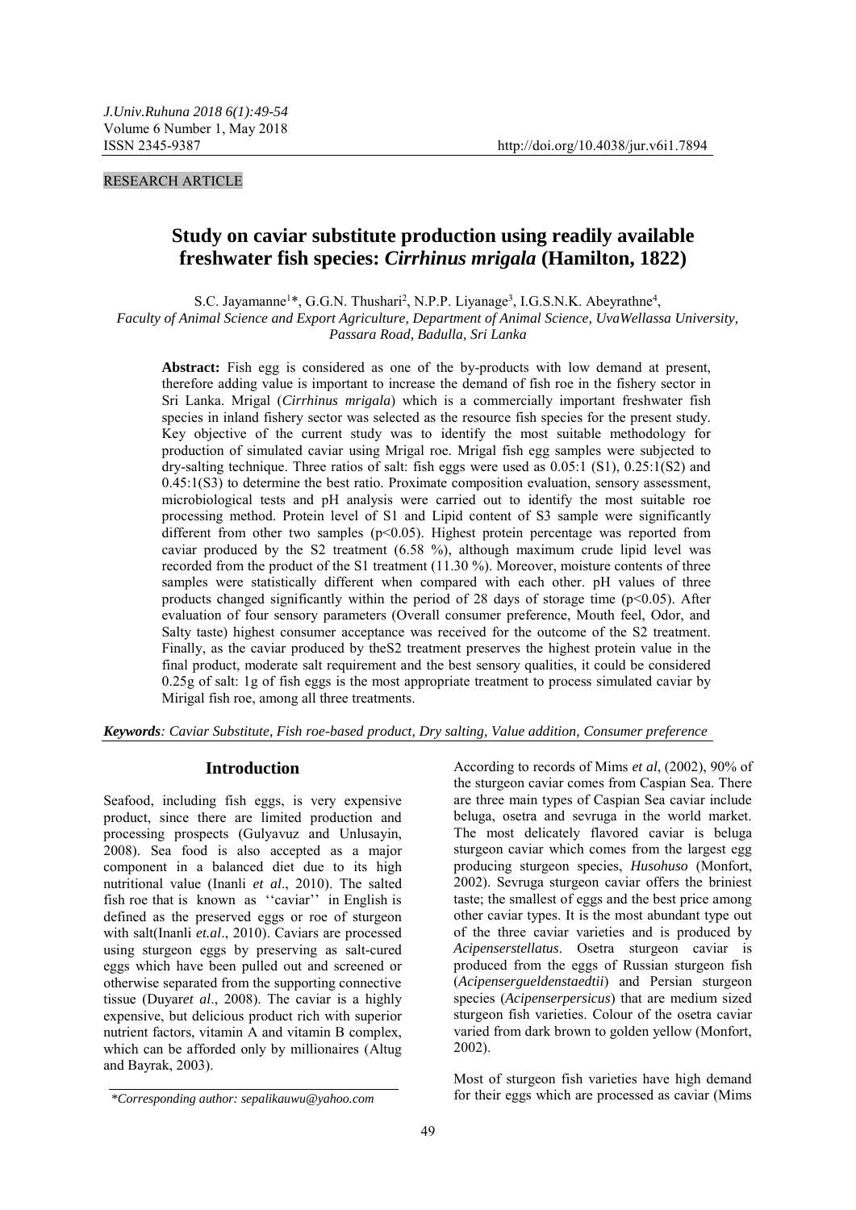RESEARCH ARTICLE

# Study on caviar substitute production using readily available freshwater fish species: *Cirrhinus mrigala* (Hamilton, 1822)

S.C. Jayamanne[1]*, G.G.N. Thushari[2], N.P.P. Liyanage[3], I.G.S.N.K. Abeyrathne[4],

*Faculty of Animal Science and Export Agriculture, Department of Animal Science, UvaWellassa University, Passara Road, Badulla, Sri Lanka*

**Abstract:** Fish egg is considered as one of the by-products with low demand at present, therefore adding value is important to increase the demand of fish roe in the fishery sector in Sri Lanka. Mrigal (*Cirrhinus mrigala*) which is a commercially important freshwater fish species in inland fishery sector was selected as the resource fish species for the present study. Key objective of the current study was to identify the most suitable methodology for production of simulated caviar using Mrigal roe. Mrigal fish egg samples were subjected to dry-salting technique. Three ratios of salt: fish eggs were used as 0.05:1 (S1), 0.25:1(S2) and 0.45:1(S3) to determine the best ratio. Proximate composition evaluation, sensory assessment, microbiological tests and pH analysis were carried out to identify the most suitable roe processing method. Protein level of S1 and Lipid content of S3 sample were significantly different from other two samples ($p<0.05$). Highest protein percentage was reported from caviar produced by the S2 treatment (6.58 %), although maximum crude lipid level was recorded from the product of the S1 treatment (11.30 %). Moreover, moisture contents of three samples were statistically different when compared with each other. pH values of three products changed significantly within the period of 28 days of storage time ($p<0.05$). After evaluation of four sensory parameters (Overall consumer preference, Mouth feel, Odor, and Salty taste) highest consumer acceptance was received for the outcome of the S2 treatment. Finally, as the caviar produced by theS2 treatment preserves the highest protein value in the final product, moderate salt requirement and the best sensory qualities, it could be considered 0.25g of salt: 1g of fish eggs is the most appropriate treatment to process simulated caviar by Mirigal fish roe, among all three treatments.

***Keywords**: Caviar Substitute, Fish roe-based product, Dry salting, Value addition, Consumer preference*

## Introduction

Seafood, including fish eggs, is very expensive product, since there are limited production and processing prospects (Gulyavuz and Unlusayin, 2008). Sea food is also accepted as a major component in a balanced diet due to its high nutritional value (Inanli *et al*., 2010). The salted fish roe that is known as ''caviar'' in English is defined as the preserved eggs or roe of sturgeon with salt(Inanli *et.al*., 2010). Caviars are processed using sturgeon eggs by preserving as salt-cured eggs which have been pulled out and screened or otherwise separated from the supporting connective tissue (Duyar*et al*., 2008). The caviar is a highly expensive, but delicious product rich with superior nutrient factors, vitamin A and vitamin B complex, which can be afforded only by millionaires (Altug and Bayrak, 2003).

According to records of Mims *et al*, (2002), 90% of the sturgeon caviar comes from Caspian Sea. There are three main types of Caspian Sea caviar include beluga, osetra and sevruga in the world market. The most delicately flavored caviar is beluga sturgeon caviar which comes from the largest egg producing sturgeon species, *Husohuso* (Monfort, 2002). Sevruga sturgeon caviar offers the briniest taste; the smallest of eggs and the best price among other caviar types. It is the most abundant type out of the three caviar varieties and is produced by *Acipenserstellatus*. Osetra sturgeon caviar is produced from the eggs of Russian sturgeon fish (*Acipensergueldenstaedtii*) and Persian sturgeon species (*Acipenserpersicus*) that are medium sized sturgeon fish varieties. Colour of the osetra caviar varied from dark brown to golden yellow (Monfort, 2002).

Most of sturgeon fish varieties have high demand for their eggs which are processed as caviar (Mims

*Corresponding author: sepalikauwu@yahoo.com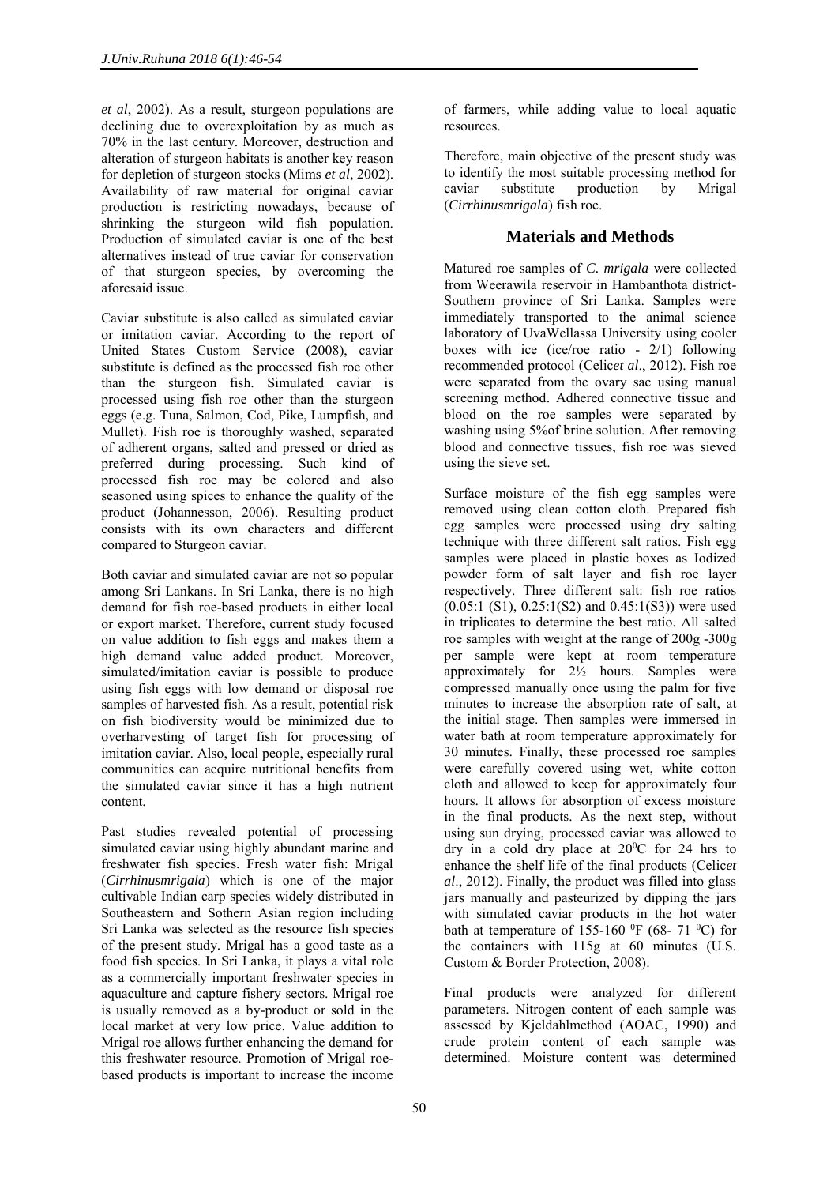*et al*, 2002). As a result, sturgeon populations are declining due to overexploitation by as much as 70% in the last century. Moreover, destruction and alteration of sturgeon habitats is another key reason for depletion of sturgeon stocks (Mims *et al*, 2002). Availability of raw material for original caviar production is restricting nowadays, because of shrinking the sturgeon wild fish population. Production of simulated caviar is one of the best alternatives instead of true caviar for conservation of that sturgeon species, by overcoming the aforesaid issue.

Caviar substitute is also called as simulated caviar or imitation caviar. According to the report of United States Custom Service (2008), caviar substitute is defined as the processed fish roe other than the sturgeon fish. Simulated caviar is processed using fish roe other than the sturgeon eggs (e.g. Tuna, Salmon, Cod, Pike, Lumpfish, and Mullet). Fish roe is thoroughly washed, separated of adherent organs, salted and pressed or dried as preferred during processing. Such kind of processed fish roe may be colored and also seasoned using spices to enhance the quality of the product (Johannesson, 2006). Resulting product consists with its own characters and different compared to Sturgeon caviar.

Both caviar and simulated caviar are not so popular among Sri Lankans. In Sri Lanka, there is no high demand for fish roe-based products in either local or export market. Therefore, current study focused on value addition to fish eggs and makes them a high demand value added product. Moreover, simulated/imitation caviar is possible to produce using fish eggs with low demand or disposal roe samples of harvested fish. As a result, potential risk on fish biodiversity would be minimized due to overharvesting of target fish for processing of imitation caviar. Also, local people, especially rural communities can acquire nutritional benefits from the simulated caviar since it has a high nutrient content.

Past studies revealed potential of processing simulated caviar using highly abundant marine and freshwater fish species. Fresh water fish: Mrigal (*Cirrhinusmrigala*) which is one of the major cultivable Indian carp species widely distributed in Southeastern and Sothern Asian region including Sri Lanka was selected as the resource fish species of the present study. Mrigal has a good taste as a food fish species. In Sri Lanka, it plays a vital role as a commercially important freshwater species in aquaculture and capture fishery sectors. Mrigal roe is usually removed as a by-product or sold in the local market at very low price. Value addition to Mrigal roe allows further enhancing the demand for this freshwater resource. Promotion of Mrigal roe-based products is important to increase the income of farmers, while adding value to local aquatic resources.

Therefore, main objective of the present study was to identify the most suitable processing method for caviar substitute production by Mrigal (*Cirrhinusmrigala*) fish roe.

## Materials and Methods

Matured roe samples of *C. mrigala* were collected from Weerawila reservoir in Hambanthota district-Southern province of Sri Lanka. Samples were immediately transported to the animal science laboratory of UvaWellassa University using cooler boxes with ice (ice/roe ratio - 2/1) following recommended protocol (Celic*et al*., 2012). Fish roe were separated from the ovary sac using manual screening method. Adhered connective tissue and blood on the roe samples were separated by washing using 5%of brine solution. After removing blood and connective tissues, fish roe was sieved using the sieve set.

Surface moisture of the fish egg samples were removed using clean cotton cloth. Prepared fish egg samples were processed using dry salting technique with three different salt ratios. Fish egg samples were placed in plastic boxes as Iodized powder form of salt layer and fish roe layer respectively. Three different salt: fish roe ratios (0.05:1 (S1), 0.25:1(S2) and 0.45:1(S3)) were used in triplicates to determine the best ratio. All salted roe samples with weight at the range of 200g -300g per sample were kept at room temperature approximately for 2½ hours. Samples were compressed manually once using the palm for five minutes to increase the absorption rate of salt, at the initial stage. Then samples were immersed in water bath at room temperature approximately for 30 minutes. Finally, these processed roe samples were carefully covered using wet, white cotton cloth and allowed to keep for approximately four hours. It allows for absorption of excess moisture in the final products. As the next step, without using sun drying, processed caviar was allowed to dry in a cold dry place at $20^0$C for 24 hrs to enhance the shelf life of the final products (Celic*et al*., 2012). Finally, the product was filled into glass jars manually and pasteurized by dipping the jars with simulated caviar products in the hot water bath at temperature of 155-160 $^0$F (68- 71 $^0$C) for the containers with 115g at 60 minutes (U.S. Custom & Border Protection, 2008).

Final products were analyzed for different parameters. Nitrogen content of each sample was assessed by Kjeldahlmethod (AOAC, 1990) and crude protein content of each sample was determined. Moisture content was determined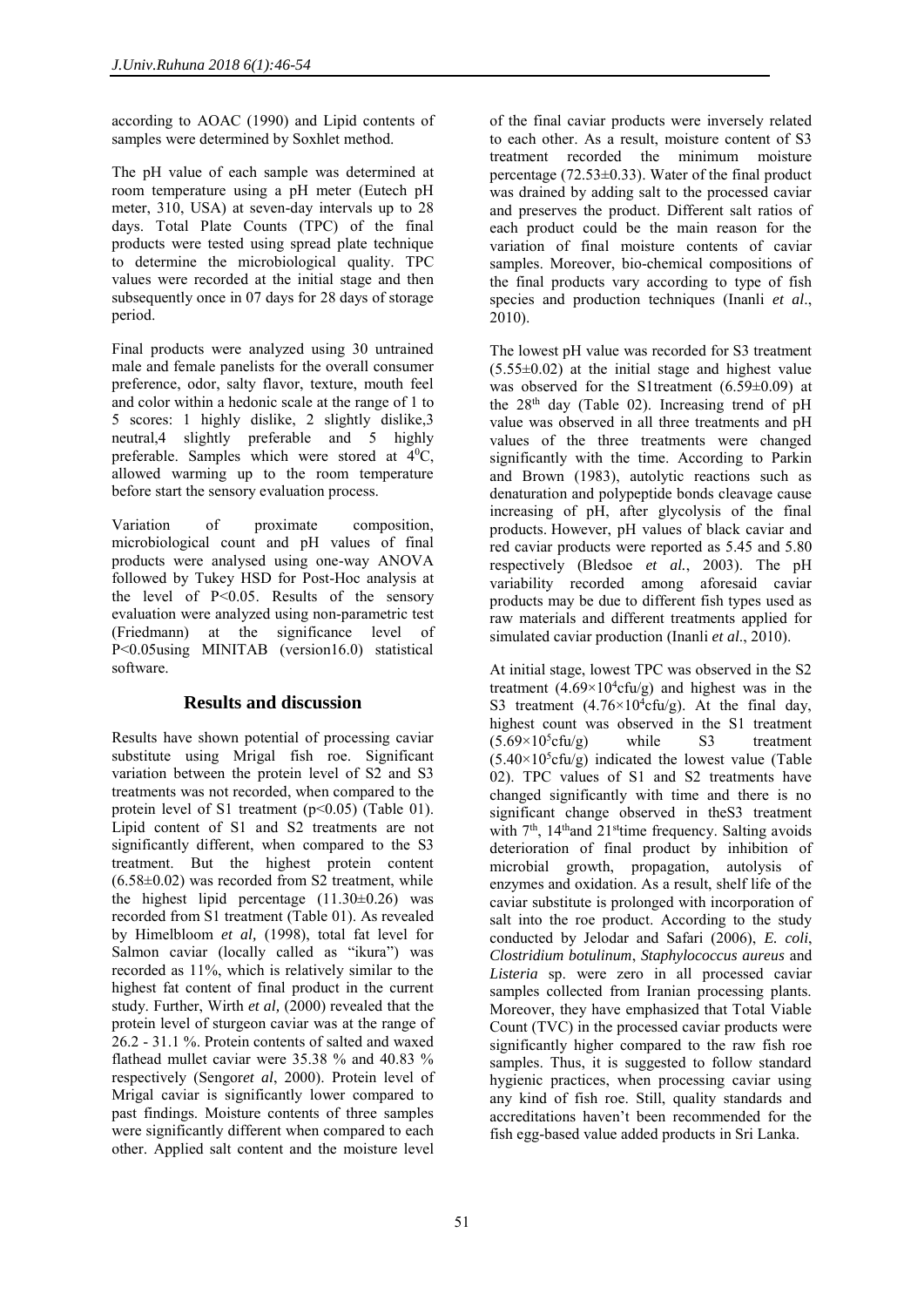according to AOAC (1990) and Lipid contents of samples were determined by Soxhlet method.

The pH value of each sample was determined at room temperature using a pH meter (Eutech pH meter, 310, USA) at seven-day intervals up to 28 days. Total Plate Counts (TPC) of the final products were tested using spread plate technique to determine the microbiological quality. TPC values were recorded at the initial stage and then subsequently once in 07 days for 28 days of storage period.

Final products were analyzed using 30 untrained male and female panelists for the overall consumer preference, odor, salty flavor, texture, mouth feel and color within a hedonic scale at the range of 1 to 5 scores: 1 highly dislike, 2 slightly dislike,3 neutral,4 slightly preferable and 5 highly preferable. Samples which were stored at $4^0$C, allowed warming up to the room temperature before start the sensory evaluation process.

Variation of proximate composition, microbiological count and pH values of final products were analysed using one-way ANOVA followed by Tukey HSD for Post-Hoc analysis at the level of $P<0.05$. Results of the sensory evaluation were analyzed using non-parametric test (Friedmann) at the significance level of $P<0.05$using MINITAB (version16.0) statistical software.

## Results and discussion

Results have shown potential of processing caviar substitute using Mrigal fish roe. Significant variation between the protein level of S2 and S3 treatments was not recorded, when compared to the protein level of S1 treatment ($p<0.05$) (Table 01). Lipid content of S1 and S2 treatments are not significantly different, when compared to the S3 treatment. But the highest protein content (6.58±0.02) was recorded from S2 treatment, while the highest lipid percentage (11.30±0.26) was recorded from S1 treatment (Table 01). As revealed by Himelbloom *et al,* (1998), total fat level for Salmon caviar (locally called as "ikura") was recorded as 11%, which is relatively similar to the highest fat content of final product in the current study. Further, Wirth *et al,* (2000) revealed that the protein level of sturgeon caviar was at the range of 26.2 - 31.1 %. Protein contents of salted and waxed flathead mullet caviar were 35.38 % and 40.83 % respectively (Sengor*et al*, 2000). Protein level of Mrigal caviar is significantly lower compared to past findings. Moisture contents of three samples were significantly different when compared to each other. Applied salt content and the moisture level of the final caviar products were inversely related to each other. As a result, moisture content of S3 treatment recorded the minimum moisture percentage (72.53±0.33). Water of the final product was drained by adding salt to the processed caviar and preserves the product. Different salt ratios of each product could be the main reason for the variation of final moisture contents of caviar samples. Moreover, bio-chemical compositions of the final products vary according to type of fish species and production techniques (Inanli *et al*., 2010).

The lowest pH value was recorded for S3 treatment (5.55±0.02) at the initial stage and highest value was observed for the S1treatment (6.59±0.09) at the 28th day (Table 02). Increasing trend of pH value was observed in all three treatments and pH values of the three treatments were changed significantly with the time. According to Parkin and Brown (1983), autolytic reactions such as denaturation and polypeptide bonds cleavage cause increasing of pH, after glycolysis of the final products. However, pH values of black caviar and red caviar products were reported as 5.45 and 5.80 respectively (Bledsoe *et al.*, 2003). The pH variability recorded among aforesaid caviar products may be due to different fish types used as raw materials and different treatments applied for simulated caviar production (Inanli *et al*., 2010).

At initial stage, lowest TPC was observed in the S2 treatment ($4.69\times10^4$cfu/g) and highest was in the S3 treatment ($4.76\times10^4$cfu/g). At the final day, highest count was observed in the S1 treatment ($5.69\times10^5$cfu/g) while S3 treatment ($5.40\times10^5$cfu/g) indicated the lowest value (Table 02). TPC values of S1 and S2 treatments have changed significantly with time and there is no significant change observed in theS3 treatment with 7th, 14thand 21sttime frequency. Salting avoids deterioration of final product by inhibition of microbial growth, propagation, autolysis of enzymes and oxidation. As a result, shelf life of the caviar substitute is prolonged with incorporation of salt into the roe product. According to the study conducted by Jelodar and Safari (2006), *E. coli*, *Clostridium botulinum*, *Staphylococcus aureus* and *Listeria* sp. were zero in all processed caviar samples collected from Iranian processing plants. Moreover, they have emphasized that Total Viable Count (TVC) in the processed caviar products were significantly higher compared to the raw fish roe samples. Thus, it is suggested to follow standard hygienic practices, when processing caviar using any kind of fish roe. Still, quality standards and accreditations haven't been recommended for the fish egg-based value added products in Sri Lanka.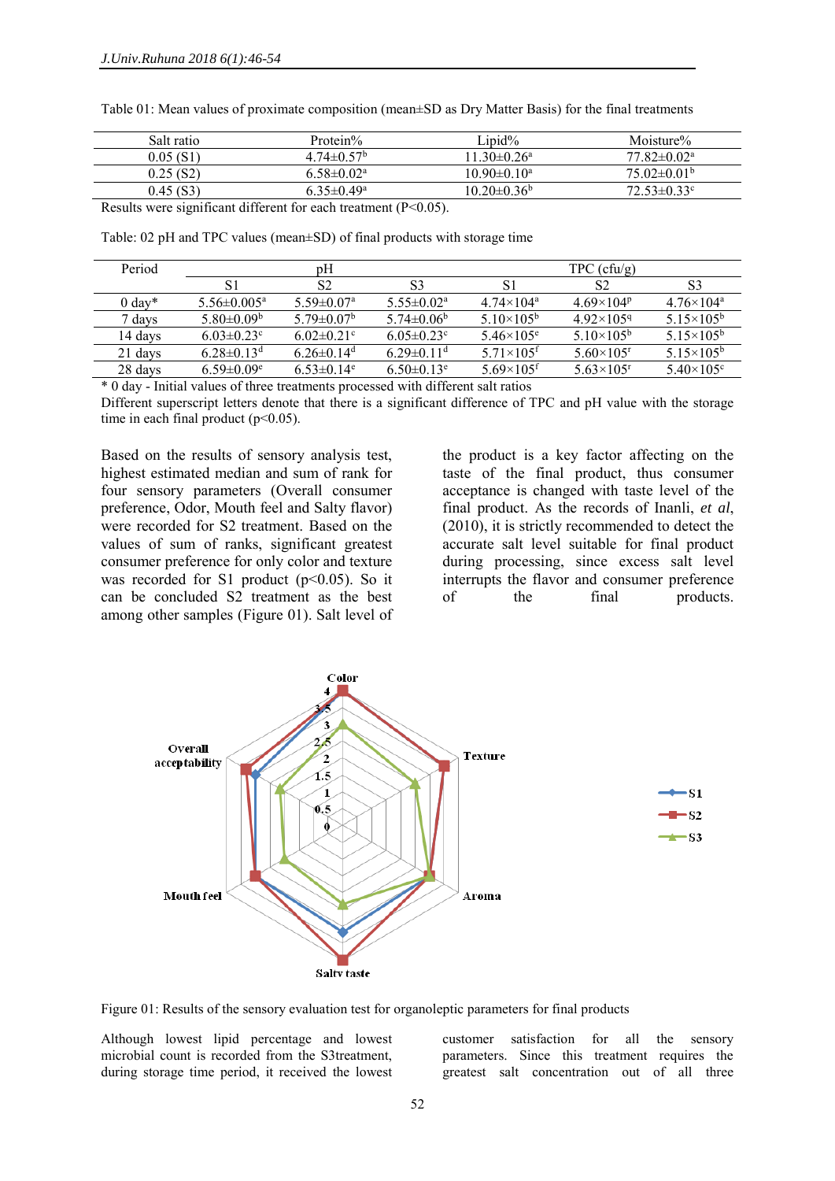Table 01: Mean values of proximate composition (mean±SD as Dry Matter Basis) for the final treatments

| Salt ratio | Protein% | Lipid% | Moisture% |
|---|---|---|---|
| 0.05 (S1) | $4.74\pm0.57^b$ | $11.30\pm0.26^a$ | $77.82\pm0.02^a$ |
| 0.25 (S2) | $6.58\pm0.02^a$ | $10.90\pm0.10^a$ | $75.02\pm0.01^b$ |
| 0.45 (S3) | $6.35\pm0.49^a$ | $10.20\pm0.36^b$ | $72.53\pm0.33^c$ |

Results were significant different for each treatment (P<0.05).

Table: 02 pH and TPC values (mean±SD) of final products with storage time

| Period | pH | | | TPC (cfu/g) | | |
|---|---|---|---|---|---|---|
| | S1 | S2 | S3 | S1 | S2 | S3 |
| 0 day* | $5.56\pm0.005^a$ | $5.59\pm0.07^a$ | $5.55\pm0.02^a$ | $4.74\times10^{4a}$ | $4.69\times10^{4p}$ | $4.76\times10^{4a}$ |
| 7 days | $5.80\pm0.09^b$ | $5.79\pm0.07^b$ | $5.74\pm0.06^b$ | $5.10\times10^{5b}$ | $4.92\times10^{5q}$ | $5.15\times10^{5b}$ |
| 14 days | $6.03\pm0.23^c$ | $6.02\pm0.21^c$ | $6.05\pm0.23^c$ | $5.46\times10^{5e}$ | $5.10\times10^{5b}$ | $5.15\times10^{5b}$ |
| 21 days | $6.28\pm0.13^d$ | $6.26\pm0.14^d$ | $6.29\pm0.11^d$ | $5.71\times10^{5f}$ | $5.60\times10^{5r}$ | $5.15\times10^{5b}$ |
| 28 days | $6.59\pm0.09^e$ | $6.53\pm0.14^e$ | $6.50\pm0.13^e$ | $5.69\times10^{5f}$ | $5.63\times10^{5r}$ | $5.40\times10^{5c}$ |

\* 0 day - Initial values of three treatments processed with different salt ratios

Different superscript letters denote that there is a significant difference of TPC and pH value with the storage time in each final product (p<0.05).

Based on the results of sensory analysis test, highest estimated median and sum of rank for four sensory parameters (Overall consumer preference, Odor, Mouth feel and Salty flavor) were recorded for S2 treatment. Based on the values of sum of ranks, significant greatest consumer preference for only color and texture was recorded for S1 product (p<0.05). So it can be concluded S2 treatment as the best among other samples (Figure 01). Salt level of the product is a key factor affecting on the taste of the final product, thus consumer acceptance is changed with taste level of the final product. As the records of Inanli, *et al*, (2010), it is strictly recommended to detect the accurate salt level suitable for final product during processing, since excess salt level interrupts the flavor and consumer preference of the final products.

Figure 01: Results of the sensory evaluation test for organoleptic parameters for final products

Although lowest lipid percentage and lowest microbial count is recorded from the S3treatment, during storage time period, it received the lowest customer satisfaction for all the sensory parameters. Since this treatment requires the greatest salt concentration out of all three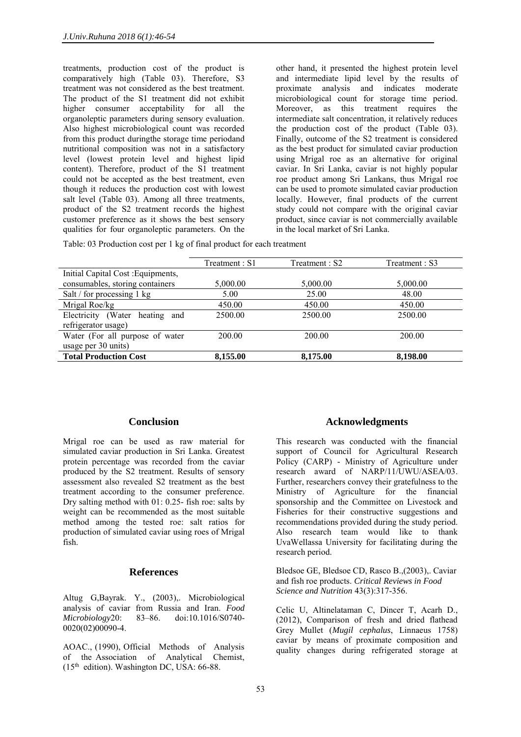treatments, production cost of the product is comparatively high (Table 03). Therefore, S3 treatment was not considered as the best treatment. The product of the S1 treatment did not exhibit higher consumer acceptability for all the organoleptic parameters during sensory evaluation. Also highest microbiological count was recorded from this product duringthe storage time periodand nutritional composition was not in a satisfactory level (lowest protein level and highest lipid content). Therefore, product of the S1 treatment could not be accepted as the best treatment, even though it reduces the production cost with lowest salt level (Table 03). Among all three treatments, product of the S2 treatment records the highest customer preference as it shows the best sensory qualities for four organoleptic parameters. On the other hand, it presented the highest protein level and intermediate lipid level by the results of proximate analysis and indicates moderate microbiological count for storage time period. Moreover, as this treatment requires the intermediate salt concentration, it relatively reduces the production cost of the product (Table 03). Finally, outcome of the S2 treatment is considered as the best product for simulated caviar production using Mrigal roe as an alternative for original caviar. In Sri Lanka, caviar is not highly popular roe product among Sri Lankans, thus Mrigal roe can be used to promote simulated caviar production locally. However, final products of the current study could not compare with the original caviar product, since caviar is not commercially available in the local market of Sri Lanka.

Table: 03 Production cost per 1 kg of final product for each treatment

| | Treatment : S1 | Treatment : S2 | Treatment : S3 |
|---|---|---|---|
| Initial Capital Cost :Equipments, consumables, storing containers | 5,000.00 | 5,000.00 | 5,000.00 |
| Salt / for processing 1 kg | 5.00 | 25.00 | 48.00 |
| Mrigal Roe/kg | 450.00 | 450.00 | 450.00 |
| Electricity (Water heating and refrigerator usage) | 2500.00 | 2500.00 | 2500.00 |
| Water (For all purpose of water usage per 30 units) | 200.00 | 200.00 | 200.00 |
| **Total Production Cost** | **8,155.00** | **8,175.00** | **8,198.00** |

## Conclusion

Mrigal roe can be used as raw material for simulated caviar production in Sri Lanka. Greatest protein percentage was recorded from the caviar produced by the S2 treatment. Results of sensory assessment also revealed S2 treatment as the best treatment according to the consumer preference. Dry salting method with 01: 0.25- fish roe: salts by weight can be recommended as the most suitable method among the tested roe: salt ratios for production of simulated caviar using roes of Mrigal fish.

## Acknowledgments

This research was conducted with the financial support of Council for Agricultural Research Policy (CARP) - Ministry of Agriculture under research award of NARP/11/UWU/ASEA/03. Further, researchers convey their gratefulness to the Ministry of Agriculture for the financial sponsorship and the Committee on Livestock and Fisheries for their constructive suggestions and recommendations provided during the study period. Also research team would like to thank UvaWellassa University for facilitating during the research period.

## References

Altug G,Bayrak. Y., (2003),. Microbiological analysis of caviar from Russia and Iran. *Food Microbiology*20: 83–86. doi:10.1016/S0740-0020(02)00090-4.

AOAC., (1990), Official Methods of Analysis of the Association of Analytical Chemist, (15th edition). Washington DC, USA: 66-88.

Bledsoe GE, Bledsoe CD, Rasco B.,(2003),. Caviar and fish roe products. *Critical Reviews in Food Science and Nutrition* 43(3):317-356.

Celic U, Altinelataman C, Dincer T, Acarh D., (2012), Comparison of fresh and dried flathead Grey Mullet (*Mugil cephalus*, Linnaeus 1758) caviar by means of proximate composition and quality changes during refrigerated storage at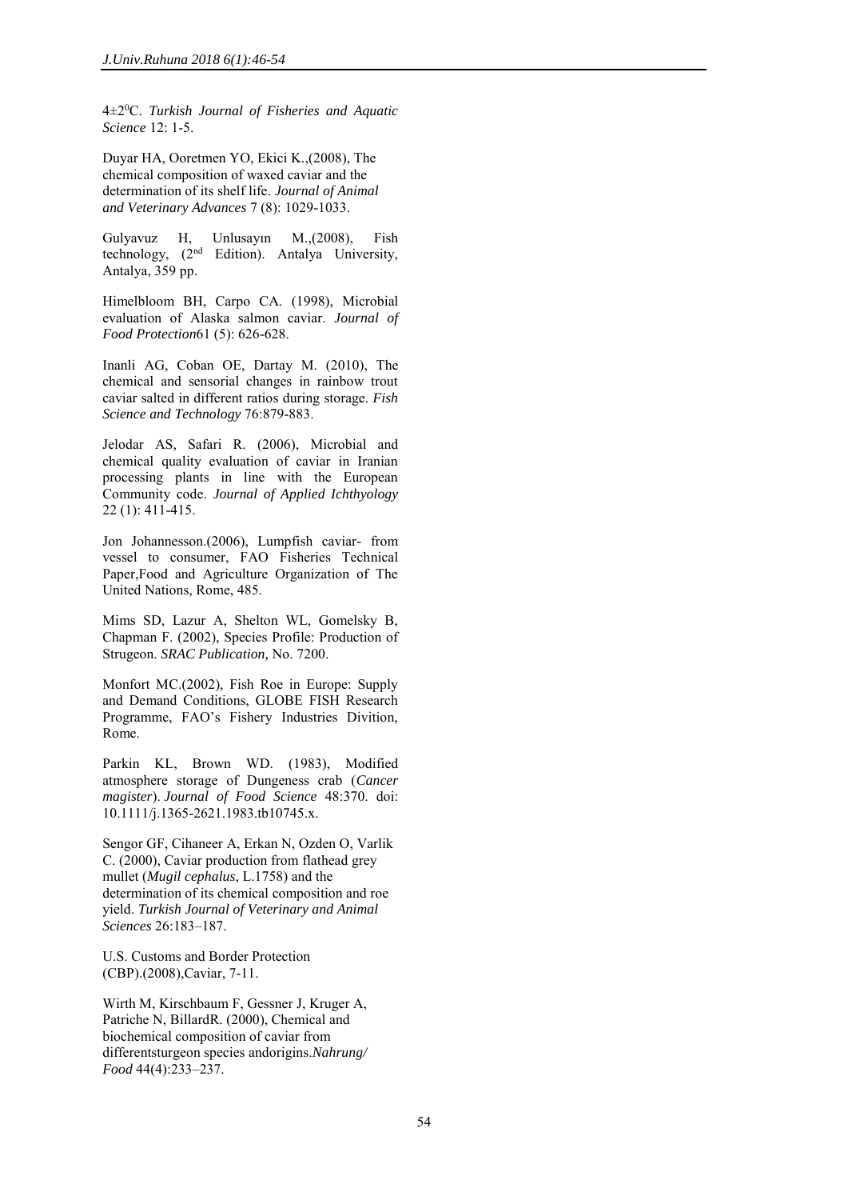$4\pm2^0C$. *Turkish Journal of Fisheries and Aquatic Science* 12: 1-5.

Duyar HA, Ooretmen YO, Ekici K.,(2008), The chemical composition of waxed caviar and the determination of its shelf life. *Journal of Animal and Veterinary Advances* 7 (8): 1029-1033.

Gulyavuz H, Unlusayın M.,(2008), Fish technology, ($2^{nd}$ Edition). Antalya University, Antalya, 359 pp.

Himelbloom BH, Carpo CA. (1998), Microbial evaluation of Alaska salmon caviar. *Journal of Food Protection*61 (5): 626-628.

Inanli AG, Coban OE, Dartay M. (2010), The chemical and sensorial changes in rainbow trout caviar salted in different ratios during storage. *Fish Science and Technology* 76:879-883.

Jelodar AS, Safari R. (2006), Microbial and chemical quality evaluation of caviar in Iranian processing plants in line with the European Community code. *Journal of Applied Ichthyology* 22 (1): 411-415.

Jon Johannesson.(2006), Lumpfish caviar- from vessel to consumer, FAO Fisheries Technical Paper,Food and Agriculture Organization of The United Nations, Rome, 485.

Mims SD, Lazur A, Shelton WL, Gomelsky B, Chapman F. (2002), Species Profile: Production of Strugeon. *SRAC Publication,* No. 7200.

Monfort MC.(2002), Fish Roe in Europe: Supply and Demand Conditions, GLOBE FISH Research Programme, FAO's Fishery Industries Divition, Rome.

Parkin KL, Brown WD. (1983), Modified atmosphere storage of Dungeness crab (*Cancer magister*). *Journal of Food Science* 48:370. doi: 10.1111/j.1365-2621.1983.tb10745.x.

Sengor GF, Cihaneer A, Erkan N, Ozden O, Varlik C. (2000), Caviar production from flathead grey mullet (*Mugil cephalus*, L.1758) and the determination of its chemical composition and roe yield. *Turkish Journal of Veterinary and Animal Sciences* 26:183–187.

U.S. Customs and Border Protection (CBP).(2008),Caviar, 7-11.

Wirth M, Kirschbaum F, Gessner J, Kruger A, Patriche N, BillardR. (2000), Chemical and biochemical composition of caviar from differentsturgeon species andorigins.*Nahrung/ Food* 44(4):233–237.